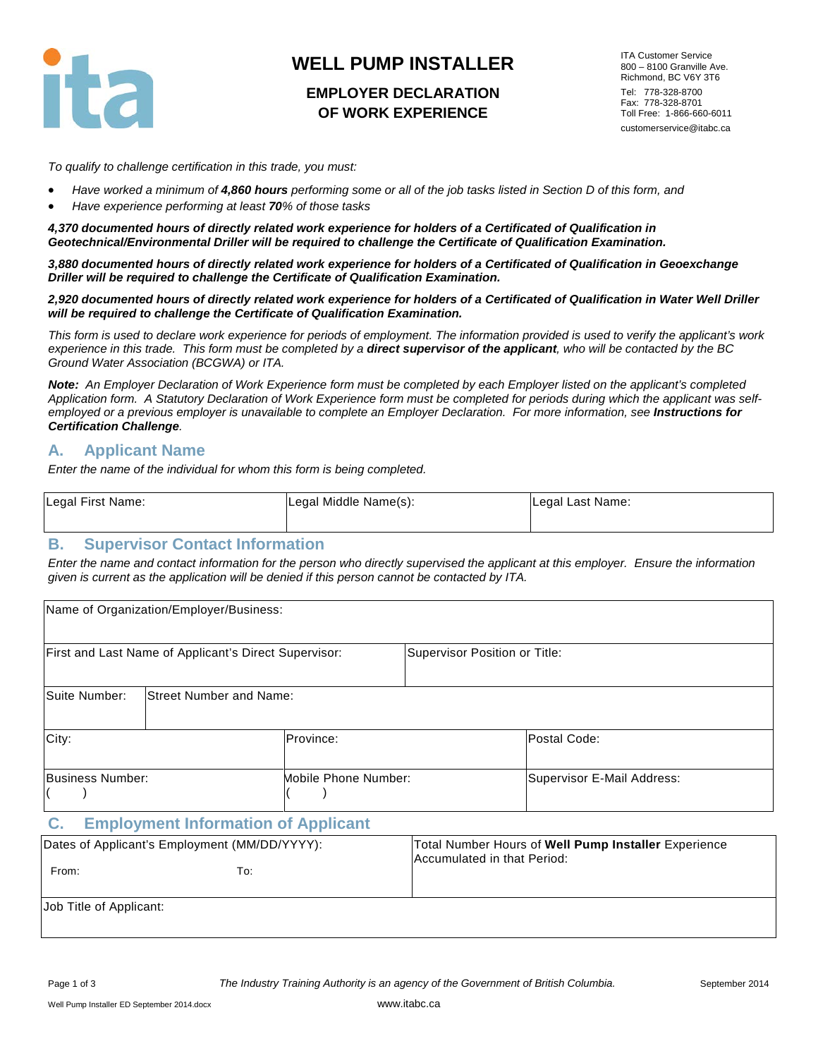# WELL PUMP INSTALLER

## EMPLOYER DECLARATION OF WORK EXPERIENCE

ITA Customer Service
800 – 8100 Granville Ave.
Richmond, BC V6Y 3T6
Tel: 778-328-8700
Fax: 778-328-8701
Toll Free: 1-866-660-6011
customerservice@itabc.ca

*To qualify to challenge certification in this trade, you must:*

- *Have worked a minimum of* ***4,860 hours*** *performing some or all of the job tasks listed in Section D of this form, and*
- *Have experience performing at least* ***70****% of those tasks*

***4,370 documented hours of directly related work experience for holders of a Certificated of Qualification in Geotechnical/Environmental Driller will be required to challenge the Certificate of Qualification Examination.***

***3,880 documented hours of directly related work experience for holders of a Certificated of Qualification in Geoexchange Driller will be required to challenge the Certificate of Qualification Examination.***

***2,920 documented hours of directly related work experience for holders of a Certificated of Qualification in Water Well Driller will be required to challenge the Certificate of Qualification Examination.***

*This form is used to declare work experience for periods of employment. The information provided is used to verify the applicant's work experience in this trade. This form must be completed by a* ***direct supervisor of the applicant****, who will be contacted by the BC Ground Water Association (BCGWA) or ITA.*

***Note:*** *An Employer Declaration of Work Experience form must be completed by each Employer listed on the applicant's completed Application form. A Statutory Declaration of Work Experience form must be completed for periods during which the applicant was self-employed or a previous employer is unavailable to complete an Employer Declaration. For more information, see* ***Instructions for Certification Challenge****.*

## A. Applicant Name

*Enter the name of the individual for whom this form is being completed.*

| Legal First Name: | Legal Middle Name(s): | Legal Last Name: |
|---|---|---|
| | | |

## B. Supervisor Contact Information

*Enter the name and contact information for the person who directly supervised the applicant at this employer. Ensure the information given is current as the application will be denied if this person cannot be contacted by ITA.*

| Name of Organization/Employer/Business: | | |
|---|---|---|
| First and Last Name of Applicant's Direct Supervisor: | | Supervisor Position or Title: |
| Suite Number: | Street Number and Name: | |
| City: | Province: | Postal Code: |
| Business Number: ( ) | Mobile Phone Number: ( ) | Supervisor E-Mail Address: |

## C. Employment Information of Applicant

| Dates of Applicant's Employment (MM/DD/YYYY): From: To: | Total Number Hours of **Well Pump Installer** Experience Accumulated in that Period: |
|---|---|
| Job Title of Applicant: | |

*The Industry Training Authority is an agency of the Government of British Columbia.*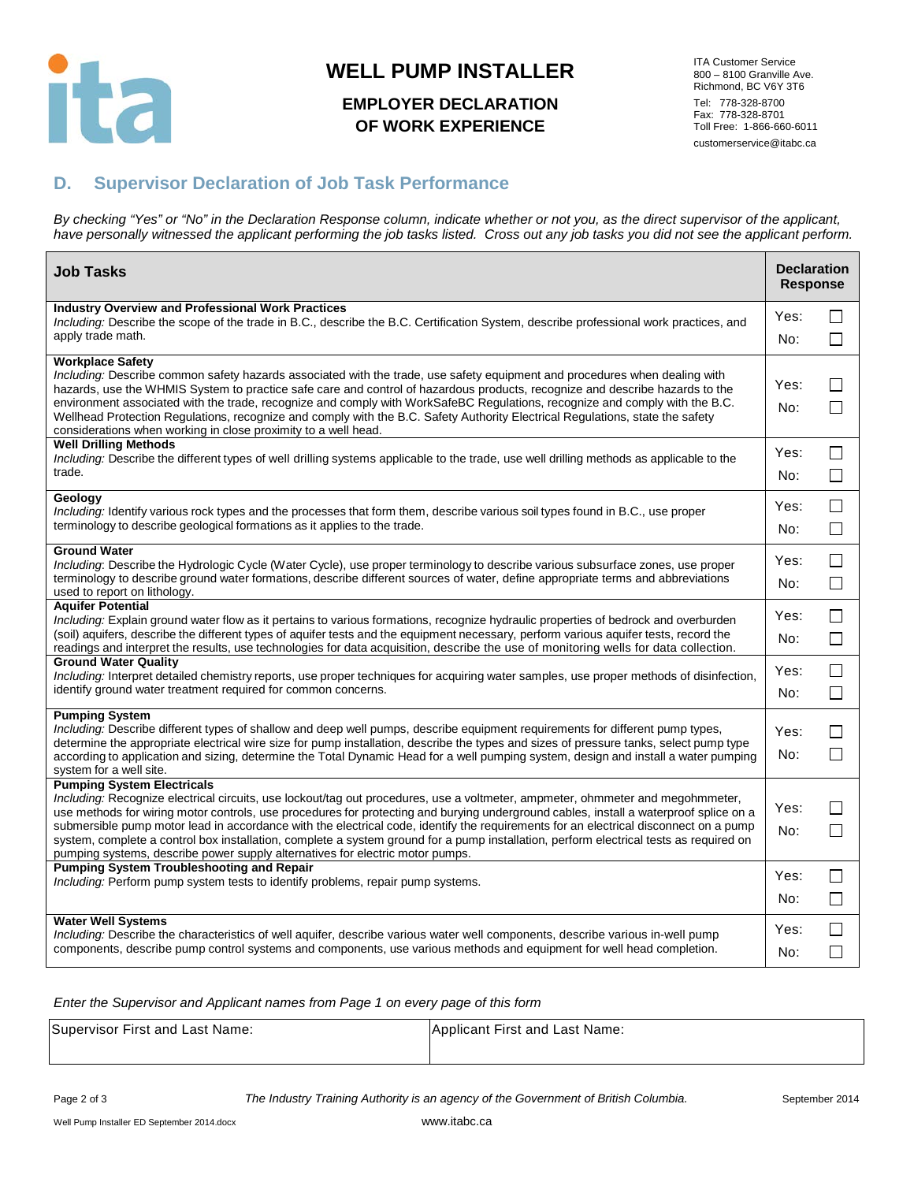# WELL PUMP INSTALLER

## EMPLOYER DECLARATION OF WORK EXPERIENCE

ITA Customer Service
800 – 8100 Granville Ave.
Richmond, BC V6Y 3T6
Tel: 778-328-8700
Fax: 778-328-8701
Toll Free: 1-866-660-6011
customerservice@itabc.ca

## D. Supervisor Declaration of Job Task Performance

*By checking "Yes" or "No" in the Declaration Response column, indicate whether or not you, as the direct supervisor of the applicant, have personally witnessed the applicant performing the job tasks listed. Cross out any job tasks you did not see the applicant perform.*

| Job Tasks | Declaration Response |
|---|---|
| **Industry Overview and Professional Work Practices**<br>*Including:* Describe the scope of the trade in B.C., describe the B.C. Certification System, describe professional work practices, and apply trade math. | Yes: ☐<br>No: ☐ |
| **Workplace Safety**<br>*Including:* Describe common safety hazards associated with the trade, use safety equipment and procedures when dealing with hazards, use the WHMIS System to practice safe care and control of hazardous products, recognize and describe hazards to the environment associated with the trade, recognize and comply with WorkSafeBC Regulations, recognize and comply with the B.C. Wellhead Protection Regulations, recognize and comply with the B.C. Safety Authority Electrical Regulations, state the safety considerations when working in close proximity to a well head. | Yes: ☐<br>No: ☐ |
| **Well Drilling Methods**<br>*Including:* Describe the different types of well drilling systems applicable to the trade, use well drilling methods as applicable to the trade. | Yes: ☐<br>No: ☐ |
| **Geology**<br>*Including:* Identify various rock types and the processes that form them, describe various soil types found in B.C., use proper terminology to describe geological formations as it applies to the trade. | Yes: ☐<br>No: ☐ |
| **Ground Water**<br>*Including*: Describe the Hydrologic Cycle (Water Cycle), use proper terminology to describe various subsurface zones, use proper terminology to describe ground water formations, describe different sources of water, define appropriate terms and abbreviations used to report on lithology. | Yes: ☐<br>No: ☐ |
| **Aquifer Potential**<br>*Including:* Explain ground water flow as it pertains to various formations, recognize hydraulic properties of bedrock and overburden (soil) aquifers, describe the different types of aquifer tests and the equipment necessary, perform various aquifer tests, record the readings and interpret the results, use technologies for data acquisition, describe the use of monitoring wells for data collection. | Yes: ☐<br>No: ☐ |
| **Ground Water Quality**<br>*Including:* Interpret detailed chemistry reports, use proper techniques for acquiring water samples, use proper methods of disinfection, identify ground water treatment required for common concerns. | Yes: ☐<br>No: ☐ |
| **Pumping System**<br>*Including:* Describe different types of shallow and deep well pumps, describe equipment requirements for different pump types, determine the appropriate electrical wire size for pump installation, describe the types and sizes of pressure tanks, select pump type according to application and sizing, determine the Total Dynamic Head for a well pumping system, design and install a water pumping system for a well site. | Yes: ☐<br>No: ☐ |
| **Pumping System Electricals**<br>*Including:* Recognize electrical circuits, use lockout/tag out procedures, use a voltmeter, ampmeter, ohmmeter and megohmmeter, use methods for wiring motor controls, use procedures for protecting and burying underground cables, install a waterproof splice on a submersible pump motor lead in accordance with the electrical code, identify the requirements for an electrical disconnect on a pump system, complete a control box installation, complete a system ground for a pump installation, perform electrical tests as required on pumping systems, describe power supply alternatives for electric motor pumps. | Yes: ☐<br>No: ☐ |
| **Pumping System Troubleshooting and Repair**<br>*Including:* Perform pump system tests to identify problems, repair pump systems. | Yes: ☐<br>No: ☐ |
| **Water Well Systems**<br>*Including:* Describe the characteristics of well aquifer, describe various water well components, describe various in-well pump components, describe pump control systems and components, use various methods and equipment for well head completion. | Yes: ☐<br>No: ☐ |

*Enter the Supervisor and Applicant names from Page 1 on every page of this form*

| Supervisor First and Last Name: | Applicant First and Last Name: |
|---|---|
| | |

*The Industry Training Authority is an agency of the Government of British Columbia.*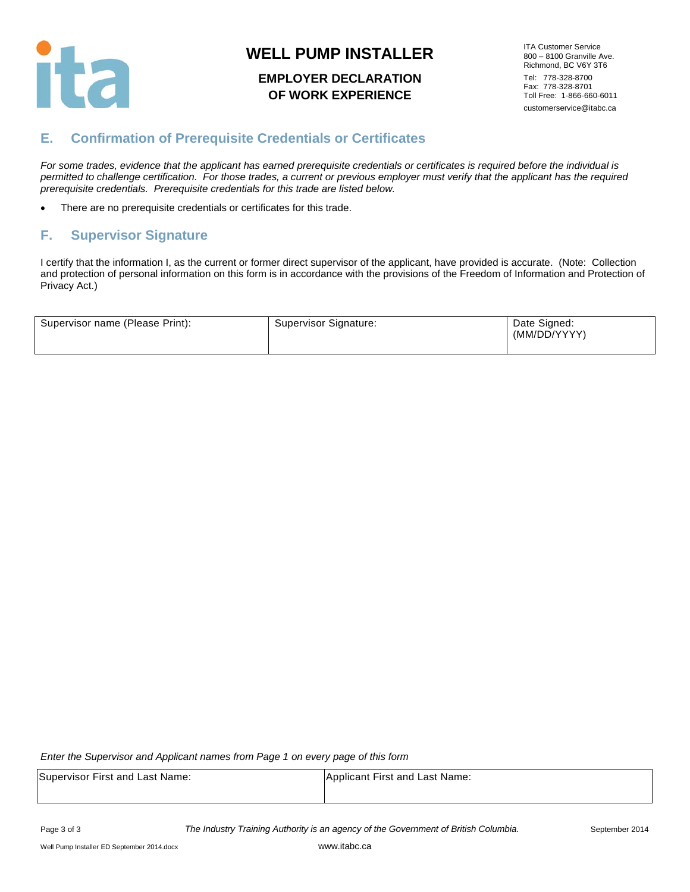# WELL PUMP INSTALLER

## EMPLOYER DECLARATION OF WORK EXPERIENCE

ITA Customer Service
800 – 8100 Granville Ave.
Richmond, BC V6Y 3T6
Tel: 778-328-8700
Fax: 778-328-8701
Toll Free: 1-866-660-6011
customerservice@itabc.ca

## E. Confirmation of Prerequisite Credentials or Certificates

*For some trades, evidence that the applicant has earned prerequisite credentials or certificates is required before the individual is permitted to challenge certification. For those trades, a current or previous employer must verify that the applicant has the required prerequisite credentials. Prerequisite credentials for this trade are listed below.*

- There are no prerequisite credentials or certificates for this trade.

## F. Supervisor Signature

I certify that the information I, as the current or former direct supervisor of the applicant, have provided is accurate. (Note: Collection and protection of personal information on this form is in accordance with the provisions of the Freedom of Information and Protection of Privacy Act.)

| Supervisor name (Please Print): | Supervisor Signature: | Date Signed: (MM/DD/YYYY) |
|---|---|---|
| | | |

*Enter the Supervisor and Applicant names from Page 1 on every page of this form*

| Supervisor First and Last Name: | Applicant First and Last Name: |
|---|---|
| | |

*The Industry Training Authority is an agency of the Government of British Columbia.*

www.itabc.ca